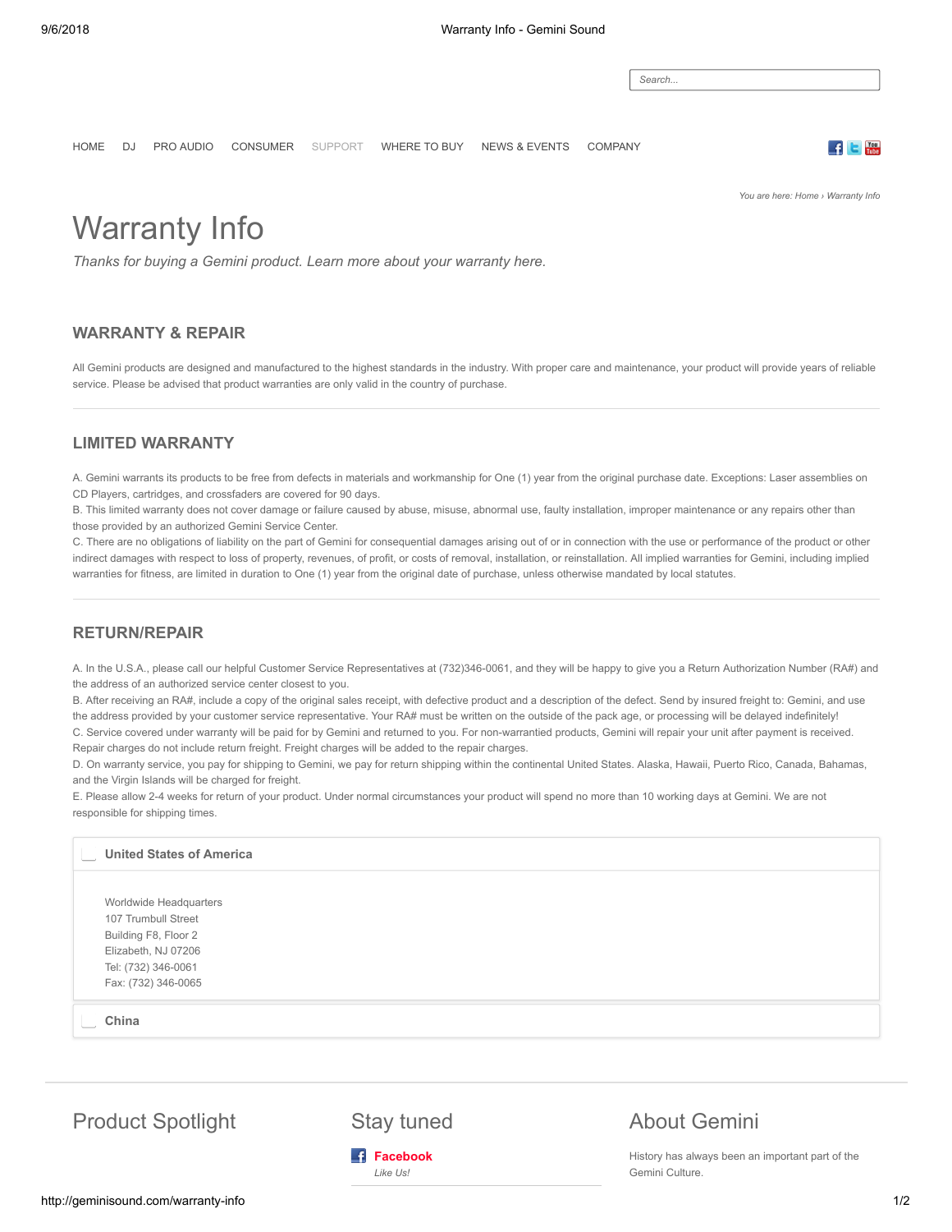HOME DJ PRO AUDIO CONSUMER SUPPORT WHERE TO BUY NEWS & EVENTS COMPANY

You are here: Home › Warranty Info

# Warranty Info

*Thanks for buying a Gemini product. Learn more about your warranty here.*

## WARRANTY & REPAIR

All Gemini products are designed and manufactured to the highest standards in the industry. With proper care and maintenance, your product will provide years of reliable service. Please be advised that product warranties are only valid in the country of purchase.

## LIMITED WARRANTY

A. Gemini warrants its products to be free from defects in materials and workmanship for One (1) year from the original purchase date. Exceptions: Laser assemblies on CD Players, cartridges, and crossfaders are covered for 90 days.
B. This limited warranty does not cover damage or failure caused by abuse, misuse, abnormal use, faulty installation, improper maintenance or any repairs other than those provided by an authorized Gemini Service Center.
C. There are no obligations of liability on the part of Gemini for consequential damages arising out of or in connection with the use or performance of the product or other indirect damages with respect to loss of property, revenues, of profit, or costs of removal, installation, or reinstallation. All implied warranties for Gemini, including implied warranties for fitness, are limited in duration to One (1) year from the original date of purchase, unless otherwise mandated by local statutes.

## RETURN/REPAIR

A. In the U.S.A., please call our helpful Customer Service Representatives at (732)346-0061, and they will be happy to give you a Return Authorization Number (RA#) and the address of an authorized service center closest to you.
B. After receiving an RA#, include a copy of the original sales receipt, with defective product and a description of the defect. Send by insured freight to: Gemini, and use the address provided by your customer service representative. Your RA# must be written on the outside of the pack age, or processing will be delayed indefinitely!
C. Service covered under warranty will be paid for by Gemini and returned to you. For non-warrantied products, Gemini will repair your unit after payment is received. Repair charges do not include return freight. Freight charges will be added to the repair charges.
D. On warranty service, you pay for shipping to Gemini, we pay for return shipping within the continental United States. Alaska, Hawaii, Puerto Rico, Canada, Bahamas, and the Virgin Islands will be charged for freight.
E. Please allow 2-4 weeks for return of your product. Under normal circumstances your product will spend no more than 10 working days at Gemini. We are not responsible for shipping times.

**United States of America**

Worldwide Headquarters
107 Trumbull Street
Building F8, Floor 2
Elizabeth, NJ 07206
Tel: (732) 346-0061
Fax: (732) 346-0065

**China**

## Product Spotlight

## Stay tuned

**Facebook**
*Like Us!*

## About Gemini

History has always been an important part of the Gemini Culture.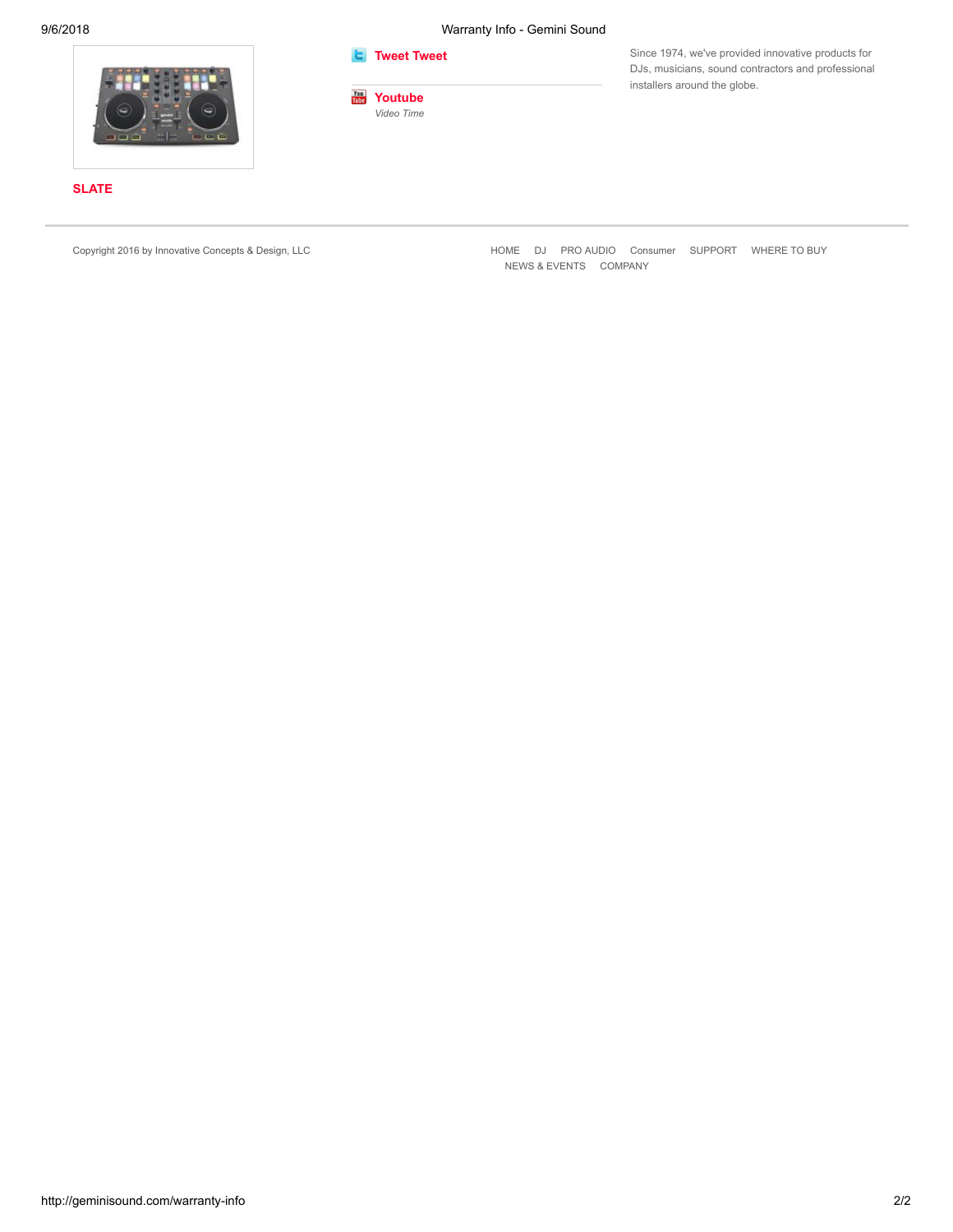**SLATE**

**Tweet Tweet**

**Youtube**

*Video Time*

Since 1974, we've provided innovative products for DJs, musicians, sound contractors and professional installers around the globe.

Copyright 2016 by Innovative Concepts & Design, LLC

HOME DJ PRO AUDIO Consumer SUPPORT WHERE TO BUY NEWS & EVENTS COMPANY